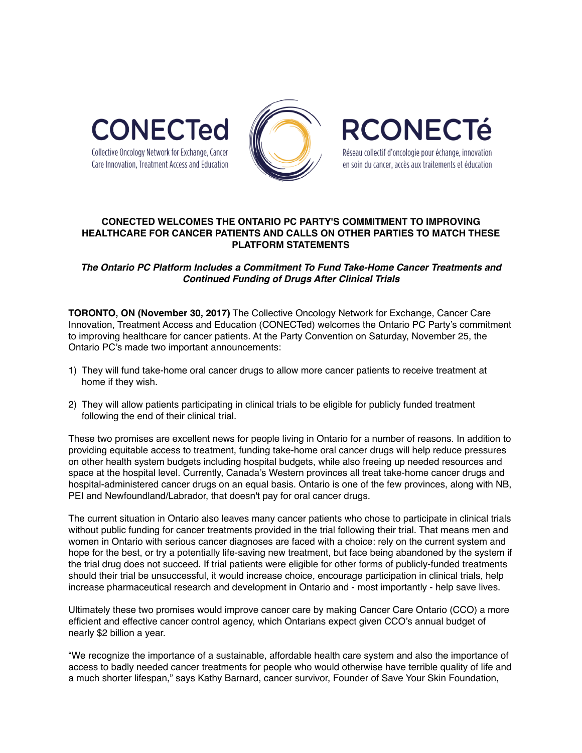CONECTed

Collective Oncology Network for Exchange, Cancer Care Innovation, Treatment Access and Education

RCONECTé

Réseau collectif d'oncologie pour échange, innovation en soin du cancer, accès aux traitements et éducation

# CONECTED WELCOMES THE ONTARIO PC PARTY'S COMMITMENT TO IMPROVING HEALTHCARE FOR CANCER PATIENTS AND CALLS ON OTHER PARTIES TO MATCH THESE PLATFORM STATEMENTS

***The Ontario PC Platform Includes a Commitment To Fund Take-Home Cancer Treatments and Continued Funding of Drugs After Clinical Trials***

**TORONTO, ON (November 30, 2017)** The Collective Oncology Network for Exchange, Cancer Care Innovation, Treatment Access and Education (CONECTed) welcomes the Ontario PC Party's commitment to improving healthcare for cancer patients. At the Party Convention on Saturday, November 25, the Ontario PC's made two important announcements:

1) They will fund take-home oral cancer drugs to allow more cancer patients to receive treatment at home if they wish.

2) They will allow patients participating in clinical trials to be eligible for publicly funded treatment following the end of their clinical trial.

These two promises are excellent news for people living in Ontario for a number of reasons. In addition to providing equitable access to treatment, funding take-home oral cancer drugs will help reduce pressures on other health system budgets including hospital budgets, while also freeing up needed resources and space at the hospital level. Currently, Canada's Western provinces all treat take-home cancer drugs and hospital-administered cancer drugs on an equal basis. Ontario is one of the few provinces, along with NB, PEI and Newfoundland/Labrador, that doesn't pay for oral cancer drugs.

The current situation in Ontario also leaves many cancer patients who chose to participate in clinical trials without public funding for cancer treatments provided in the trial following their trial. That means men and women in Ontario with serious cancer diagnoses are faced with a choice: rely on the current system and hope for the best, or try a potentially life-saving new treatment, but face being abandoned by the system if the trial drug does not succeed. If trial patients were eligible for other forms of publicly-funded treatments should their trial be unsuccessful, it would increase choice, encourage participation in clinical trials, help increase pharmaceutical research and development in Ontario and - most importantly - help save lives.

Ultimately these two promises would improve cancer care by making Cancer Care Ontario (CCO) a more efficient and effective cancer control agency, which Ontarians expect given CCO's annual budget of nearly $2 billion a year.

"We recognize the importance of a sustainable, affordable health care system and also the importance of access to badly needed cancer treatments for people who would otherwise have terrible quality of life and a much shorter lifespan," says Kathy Barnard, cancer survivor, Founder of Save Your Skin Foundation,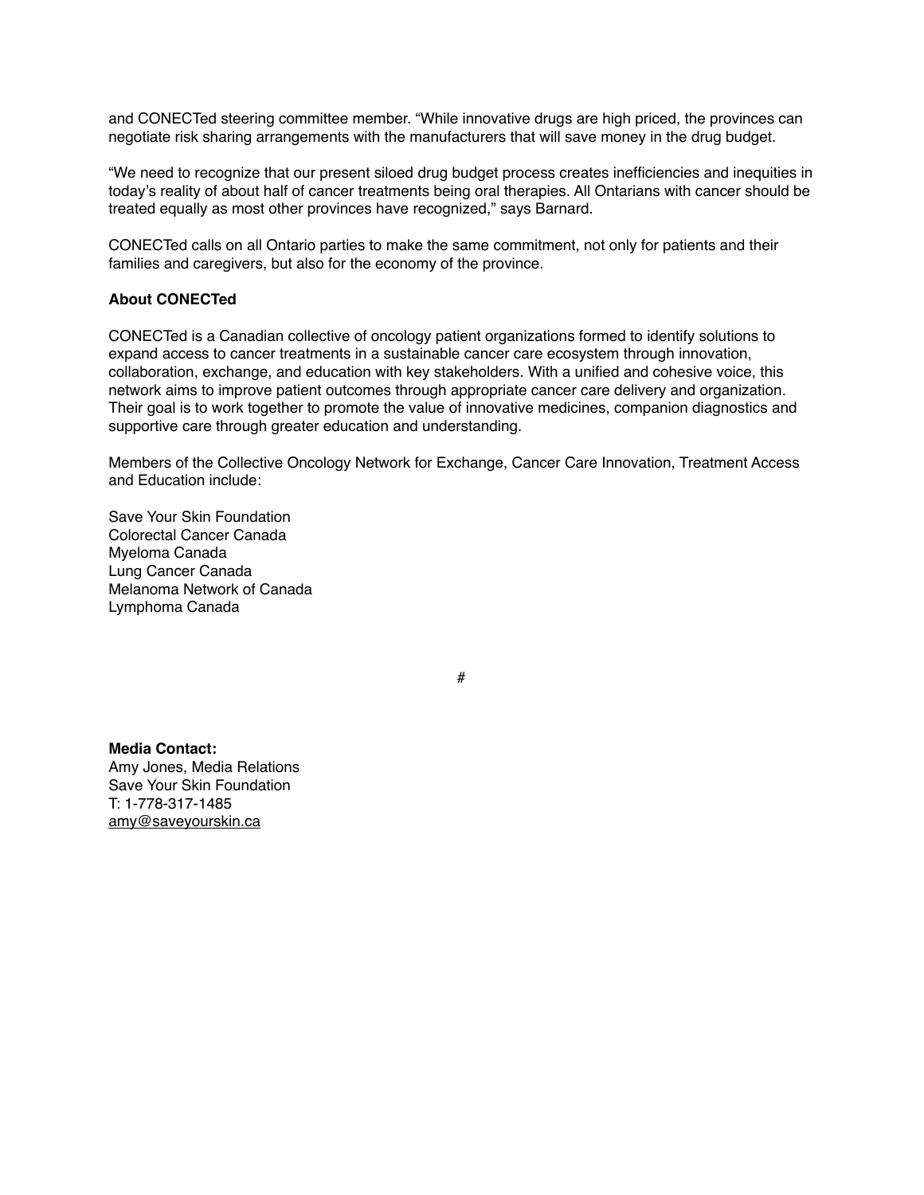and CONECTed steering committee member. "While innovative drugs are high priced, the provinces can negotiate risk sharing arrangements with the manufacturers that will save money in the drug budget.

"We need to recognize that our present siloed drug budget process creates inefficiencies and inequities in today's reality of about half of cancer treatments being oral therapies. All Ontarians with cancer should be treated equally as most other provinces have recognized," says Barnard.

CONECTed calls on all Ontario parties to make the same commitment, not only for patients and their families and caregivers, but also for the economy of the province.

**About CONECTed**

CONECTed is a Canadian collective of oncology patient organizations formed to identify solutions to expand access to cancer treatments in a sustainable cancer care ecosystem through innovation, collaboration, exchange, and education with key stakeholders. With a unified and cohesive voice, this network aims to improve patient outcomes through appropriate cancer care delivery and organization. Their goal is to work together to promote the value of innovative medicines, companion diagnostics and supportive care through greater education and understanding.

Members of the Collective Oncology Network for Exchange, Cancer Care Innovation, Treatment Access and Education include:

Save Your Skin Foundation
Colorectal Cancer Canada
Myeloma Canada
Lung Cancer Canada
Melanoma Network of Canada
Lymphoma Canada

#

**Media Contact:**
Amy Jones, Media Relations
Save Your Skin Foundation
T: 1-778-317-1485
amy@saveyourskin.ca